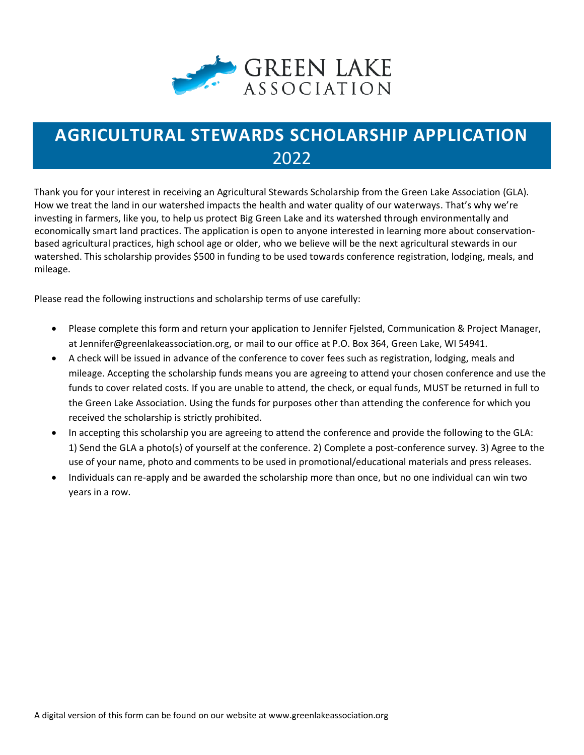GREEN LAKE ASSOCIATION

# AGRICULTURAL STEWARDS SCHOLARSHIP APPLICATION 2022

Thank you for your interest in receiving an Agricultural Stewards Scholarship from the Green Lake Association (GLA). How we treat the land in our watershed impacts the health and water quality of our waterways. That's why we're investing in farmers, like you, to help us protect Big Green Lake and its watershed through environmentally and economically smart land practices. The application is open to anyone interested in learning more about conservation-based agricultural practices, high school age or older, who we believe will be the next agricultural stewards in our watershed. This scholarship provides $500 in funding to be used towards conference registration, lodging, meals, and mileage.

Please read the following instructions and scholarship terms of use carefully:

- Please complete this form and return your application to Jennifer Fjelsted, Communication & Project Manager, at Jennifer@greenlakeassociation.org, or mail to our office at P.O. Box 364, Green Lake, WI 54941.
- A check will be issued in advance of the conference to cover fees such as registration, lodging, meals and mileage. Accepting the scholarship funds means you are agreeing to attend your chosen conference and use the funds to cover related costs. If you are unable to attend, the check, or equal funds, MUST be returned in full to the Green Lake Association. Using the funds for purposes other than attending the conference for which you received the scholarship is strictly prohibited.
- In accepting this scholarship you are agreeing to attend the conference and provide the following to the GLA: 1) Send the GLA a photo(s) of yourself at the conference. 2) Complete a post-conference survey. 3) Agree to the use of your name, photo and comments to be used in promotional/educational materials and press releases.
- Individuals can re-apply and be awarded the scholarship more than once, but no one individual can win two years in a row.

A digital version of this form can be found on our website at www.greenlakeassociation.org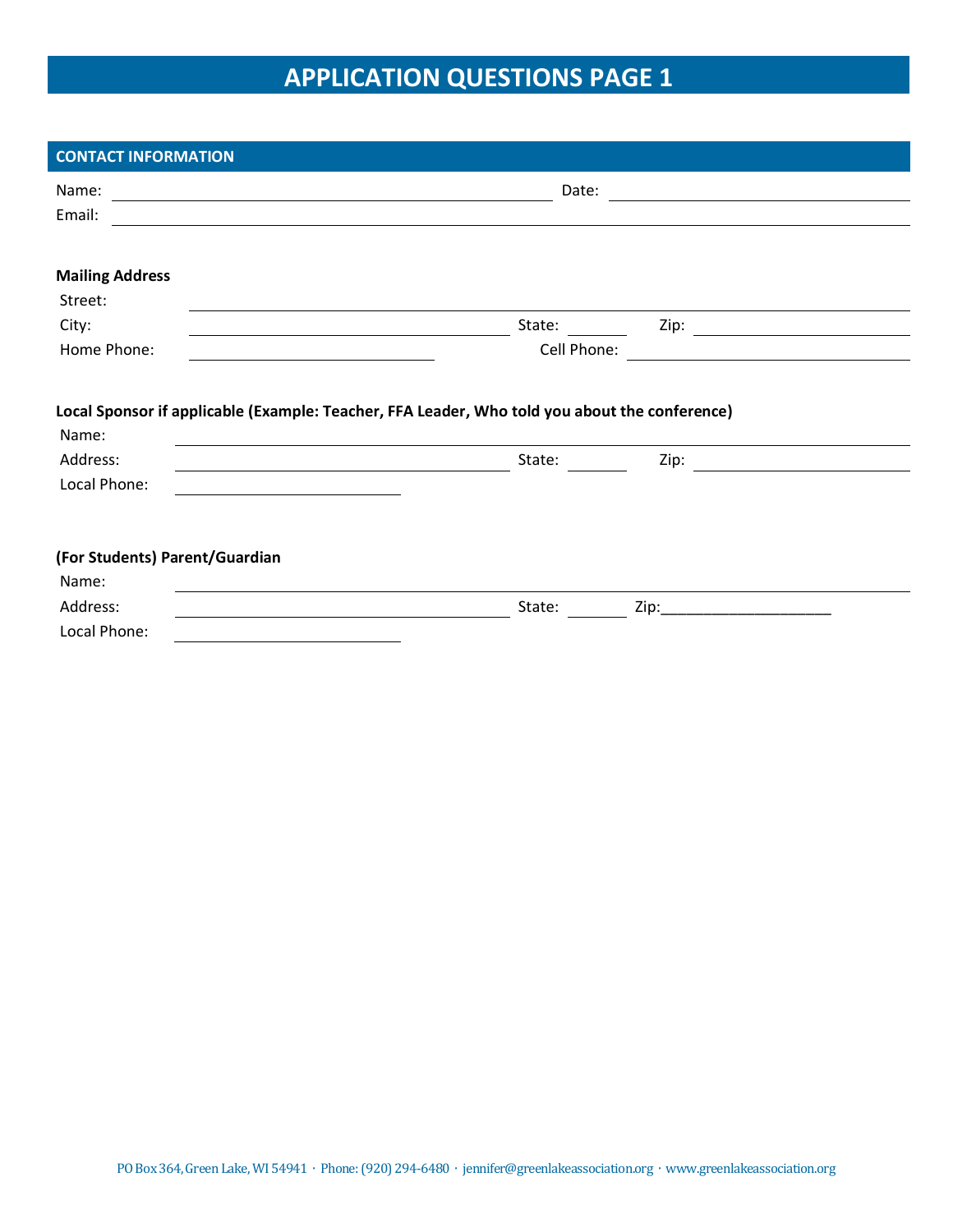# APPLICATION QUESTIONS PAGE 1

## CONTACT INFORMATION

Name: ______________________________ Date: ____________________

Email: ______________________________________________________

**Mailing Address**

Street: ______________________________________________________

City: ______________________ State: ______ Zip: ______________

Home Phone: ________________ Cell Phone: ____________________

**Local Sponsor if applicable (Example: Teacher, FFA Leader, Who told you about the conference)**

Name: ______________________________________________________

Address: ____________________ State: ______ Zip: ______________

Local Phone: ________________

**(For Students) Parent/Guardian**

Name: ______________________________________________________

Address: ____________________ State: ______ Zip:_____________________

Local Phone: ________________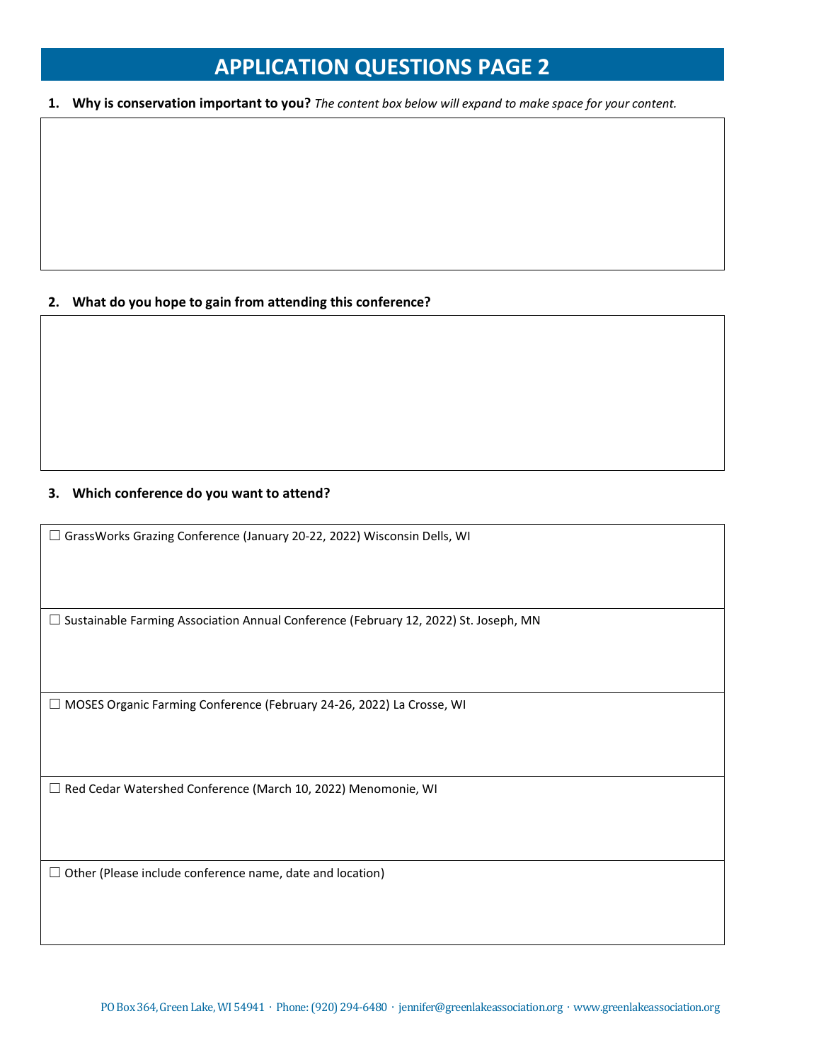# APPLICATION QUESTIONS PAGE 2

1. **Why is conservation important to you?** *The content box below will expand to make space for your content.*

2. **What do you hope to gain from attending this conference?**

3. **Which conference do you want to attend?**

- ☐ GrassWorks Grazing Conference (January 20-22, 2022) Wisconsin Dells, WI
- ☐ Sustainable Farming Association Annual Conference (February 12, 2022) St. Joseph, MN
- ☐ MOSES Organic Farming Conference (February 24-26, 2022) La Crosse, WI
- ☐ Red Cedar Watershed Conference (March 10, 2022) Menomonie, WI
- ☐ Other (Please include conference name, date and location)

PO Box 364, Green Lake, WI 54941 · Phone: (920) 294-6480 · jennifer@greenlakeassociation.org · www.greenlakeassociation.org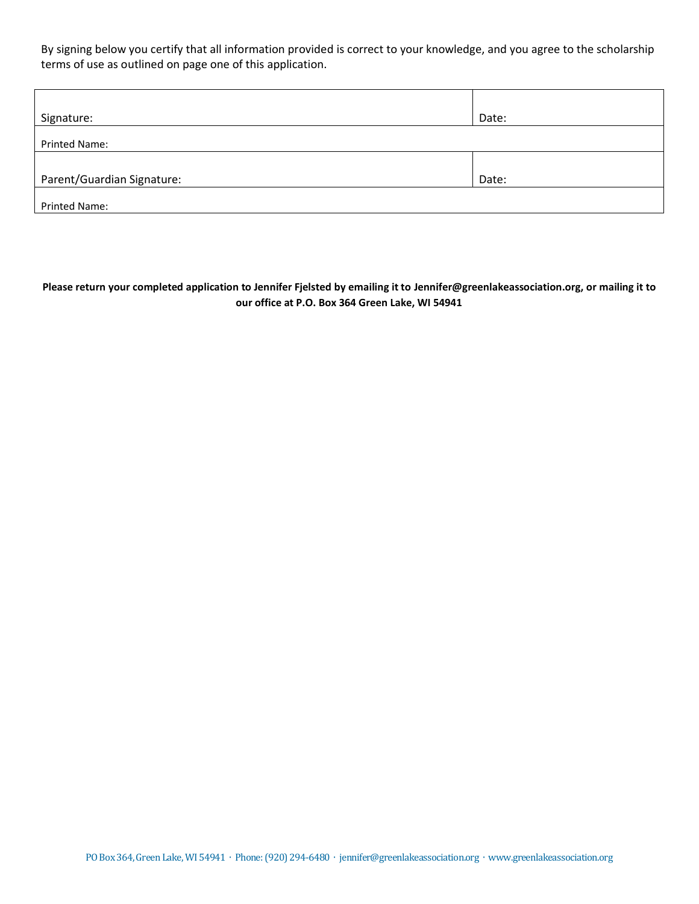By signing below you certify that all information provided is correct to your knowledge, and you agree to the scholarship terms of use as outlined on page one of this application.

| | |
|---|---|
| Signature: | Date: |
| Printed Name: | |
| Parent/Guardian Signature: | Date: |
| Printed Name: | |

**Please return your completed application to Jennifer Fjelsted by emailing it to Jennifer@greenlakeassociation.org, or mailing it to our office at P.O. Box 364 Green Lake, WI 54941**